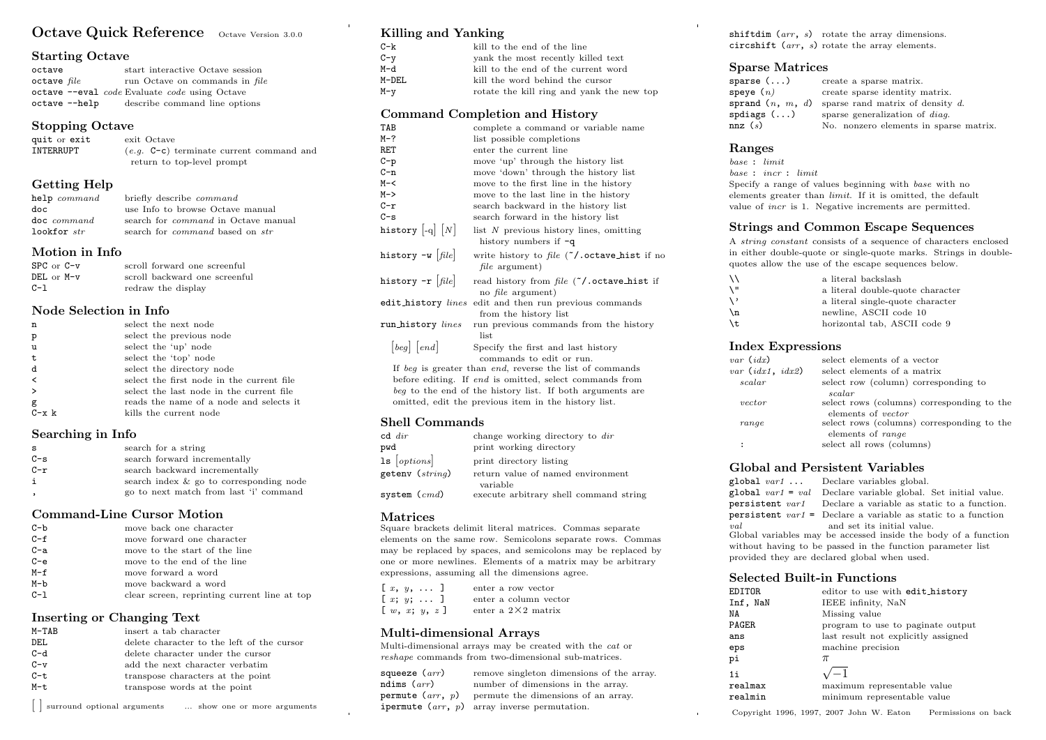# Octave Quick Reference

Octave Version 3.0.0

## Starting Octave

| | |
|---|---|
| `octave` | start interactive Octave session |
| `octave` *file* | run Octave on commands in *file* |
| `octave --eval` *code* | Evaluate *code* using Octave |
| `octave --help` | describe command line options |

## Stopping Octave

| | |
|---|---|
| `quit` or `exit` | exit Octave |
| `INTERRUPT` | (*e.g.* `C-c`) terminate current command and return to top-level prompt |

## Getting Help

| | |
|---|---|
| `help` *command* | briefly describe *command* |
| `doc` | use Info to browse Octave manual |
| `doc` *command* | search for *command* in Octave manual |
| `lookfor` *str* | search for *command* based on *str* |

## Motion in Info

| | |
|---|---|
| `SPC` or `C-v` | scroll forward one screenful |
| `DEL` or `M-v` | scroll backward one screenful |
| `C-l` | redraw the display |

## Node Selection in Info

| | |
|---|---|
| `n` | select the next node |
| `p` | select the previous node |
| `u` | select the 'up' node |
| `t` | select the 'top' node |
| `d` | select the directory node |
| `<` | select the first node in the current file |
| `>` | select the last node in the current file |
| `g` | reads the name of a node and selects it |
| `C-x k` | kills the current node |

## Searching in Info

| | |
|---|---|
| `s` | search for a string |
| `C-s` | search forward incrementally |
| `C-r` | search backward incrementally |
| `i` | search index & go to corresponding node |
| `,` | go to next match from last 'i' command |

## Command-Line Cursor Motion

| | |
|---|---|
| `C-b` | move back one character |
| `C-f` | move forward one character |
| `C-a` | move to the start of the line |
| `C-e` | move to the end of the line |
| `M-f` | move forward a word |
| `M-b` | move backward a word |
| `C-l` | clear screen, reprinting current line at top |

## Inserting or Changing Text

| | |
|---|---|
| `M-TAB` | insert a tab character |
| `DEL` | delete character to the left of the cursor |
| `C-d` | delete character under the cursor |
| `C-v` | add the next character verbatim |
| `C-t` | transpose characters at the point |
| `M-t` | transpose words at the point |

[ ] surround optional arguments ... show one or more arguments

## Killing and Yanking

| | |
|---|---|
| `C-k` | kill to the end of the line |
| `C-y` | yank the most recently killed text |
| `M-d` | kill to the end of the current word |
| `M-DEL` | kill the word behind the cursor |
| `M-y` | rotate the kill ring and yank the new top |

## Command Completion and History

| | |
|---|---|
| `TAB` | complete a command or variable name |
| `M-?` | list possible completions |
| `RET` | enter the current line |
| `C-p` | move 'up' through the history list |
| `C-n` | move 'down' through the history list |
| `M-<` | move to the first line in the history |
| `M->` | move to the last line in the history |
| `C-r` | search backward in the history list |
| `C-s` | search forward in the history list |
| `history` [-q] [*N*] | list *N* previous history lines, omitting history numbers if `-q` |
| `history -w` [*file*] | write history to *file* (`~/.octave_hist` if no *file* argument) |
| `history -r` [*file*] | read history from *file* (`~/.octave_hist` if no *file* argument) |
| `edit_history` *lines* | edit and then run previous commands from the history list |
| `run_history` *lines* | run previous commands from the history list |
| [*beg*] [*end*] | Specify the first and last history commands to edit or run. |

If *beg* is greater than *end*, reverse the list of commands before editing. If *end* is omitted, select commands from *beg* to the end of the history list. If both arguments are omitted, edit the previous item in the history list.

## Shell Commands

| | |
|---|---|
| `cd` *dir* | change working directory to *dir* |
| `pwd` | print working directory |
| `ls` [*options*] | print directory listing |
| `getenv` (*string*) | return value of named environment variable |
| `system` (*cmd*) | execute arbitrary shell command string |

## Matrices

Square brackets delimit literal matrices. Commas separate elements on the same row. Semicolons separate rows. Commas may be replaced by spaces, and semicolons may be replaced by one or more newlines. Elements of a matrix may be arbitrary expressions, assuming all the dimensions agree.

| | |
|---|---|
| `[` *x*, *y*, ... `]` | enter a row vector |
| `[` *x*; *y*; ... `]` | enter a column vector |
| `[` *w*, *x*; *y*, *z* `]` | enter a 2×2 matrix |

## Multi-dimensional Arrays

Multi-dimensional arrays may be created with the *cat* or *reshape* commands from two-dimensional sub-matrices.

| | |
|---|---|
| `squeeze` (*arr*) | remove singleton dimensions of the array. |
| `ndims` (*arr*) | number of dimensions in the array. |
| `permute` (*arr*, *p*) | permute the dimensions of an array. |
| `ipermute` (*arr*, *p*) | array inverse permutation. |
| `shiftdim` (*arr*, *s*) | rotate the array dimensions. |
| `circshift` (*arr*, *s*) | rotate the array elements. |

## Sparse Matrices

| | |
|---|---|
| `sparse (...)` | create a sparse matrix. |
| `speye` (*n*) | create sparse identity matrix. |
| `sprand` (*n*, *m*, *d*) | sparse rand matrix of density *d*. |
| `spdiags (...)` | sparse generalization of *diag*. |
| `nnz` (*s*) | No. nonzero elements in sparse matrix. |

## Ranges

*base* : *limit*

*base* : *incr* : *limit*

Specify a range of values beginning with *base* with no elements greater than *limit*. If it is omitted, the default value of *incr* is 1. Negative increments are permitted.

## Strings and Common Escape Sequences

A *string constant* consists of a sequence of characters enclosed in either double-quote or single-quote marks. Strings in double-quotes allow the use of the escape sequences below.

| | |
|---|---|
| `\\` | a literal backslash |
| `\"` | a literal double-quote character |
| `\'` | a literal single-quote character |
| `\n` | newline, ASCII code 10 |
| `\t` | horizontal tab, ASCII code 9 |

## Index Expressions

| | |
|---|---|
| *var* (*idx*) | select elements of a vector |
| *var* (*idx1*, *idx2*) | select elements of a matrix |
| *scalar* | select row (column) corresponding to *scalar* |
| *vector* | select rows (columns) corresponding to the elements of *vector* |
| *range* | select rows (columns) corresponding to the elements of *range* |
| : | select all rows (columns) |

## Global and Persistent Variables

| | |
|---|---|
| `global` *var1* ... | Declare variables global. |
| `global` *var1* = *val* | Declare variable global. Set initial value. |
| `persistent` *var1* | Declare a variable as static to a function. |
| `persistent` *var1* = *val* | Declare a variable as static to a function and set its initial value. |

Global variables may be accessed inside the body of a function without having to be passed in the function parameter list provided they are declared global when used.

## Selected Built-in Functions

| | |
|---|---|
| `EDITOR` | editor to use with `edit_history` |
| `Inf, NaN` | IEEE infinity, NaN |
| `NA` | Missing value |
| `PAGER` | program to use to paginate output |
| `ans` | last result not explicitly assigned |
| `eps` | machine precision |
| `pi` | $\pi$ |
| `1i` | $\sqrt{-1}$ |
| `realmax` | maximum representable value |
| `realmin` | minimum representable value |

Copyright 1996, 1997, 2007 John W. Eaton Permissions on back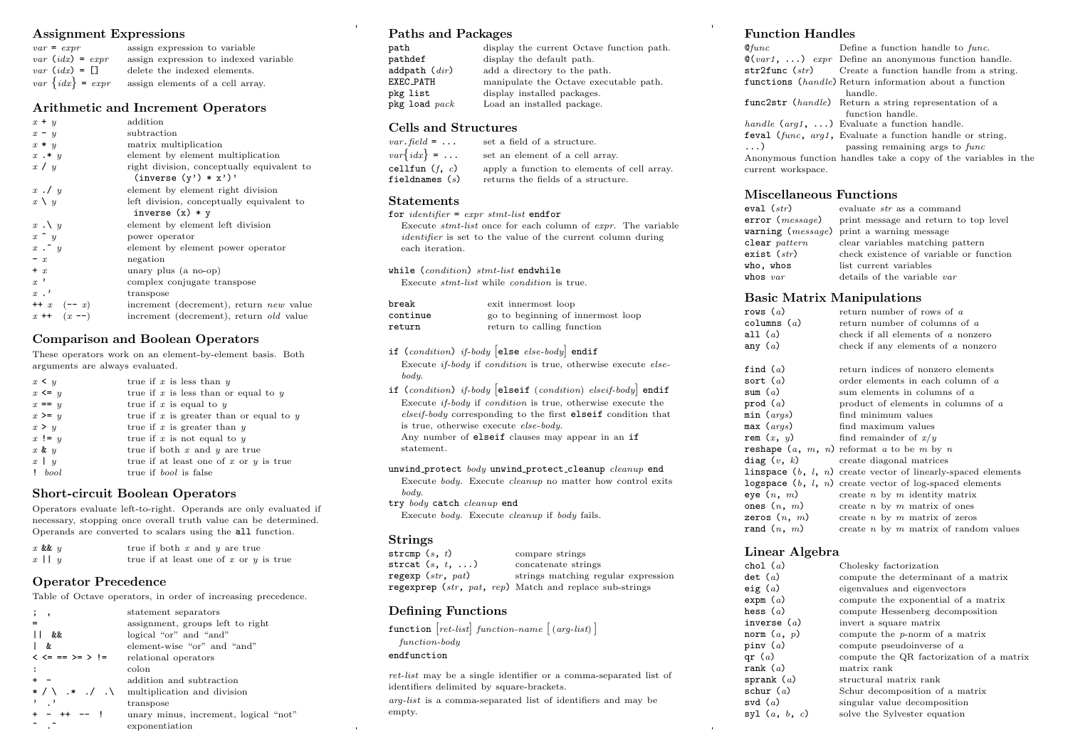## Assignment Expressions

| | |
|---|---|
| *var* = *expr* | assign expression to variable |
| *var* (*idx*) = *expr* | assign expression to indexed variable |
| *var* (*idx*) = [] | delete the indexed elements. |
| *var* {*idx*} = *expr* | assign elements of a cell array. |

## Arithmetic and Increment Operators

| | |
|---|---|
| *x* + *y* | addition |
| *x* - *y* | subtraction |
| *x* * *y* | matrix multiplication |
| *x* .* *y* | element by element multiplication |
| *x* / *y* | right division, conceptually equivalent to `(inverse (y') * x')'` |
| *x* ./ *y* | element by element right division |
| *x* \ *y* | left division, conceptually equivalent to `inverse (x) * y` |
| *x* .\ *y* | element by element left division |
| *x* ^ *y* | power operator |
| *x* .^ *y* | element by element power operator |
| - *x* | negation |
| + *x* | unary plus (a no-op) |
| *x* ' | complex conjugate transpose |
| *x* .' | transpose |
| ++ *x* (-- *x*) | increment (decrement), return *new* value |
| *x* ++ (*x* --) | increment (decrement), return *old* value |

## Comparison and Boolean Operators

These operators work on an element-by-element basis. Both arguments are always evaluated.

| | |
|---|---|
| *x* < *y* | true if *x* is less than *y* |
| *x* <= *y* | true if *x* is less than or equal to *y* |
| *x* == *y* | true if *x* is equal to *y* |
| *x* >= *y* | true if *x* is greater than or equal to *y* |
| *x* > *y* | true if *x* is greater than *y* |
| *x* != *y* | true if *x* is not equal to *y* |
| *x* & *y* | true if both *x* and *y* are true |
| *x* \| *y* | true if at least one of *x* or *y* is true |
| ! *bool* | true if *bool* is false |

## Short-circuit Boolean Operators

Operators evaluate left-to-right. Operands are only evaluated if necessary, stopping once overall truth value can be determined. Operands are converted to scalars using the `all` function.

| | |
|---|---|
| *x* && *y* | true if both *x* and *y* are true |
| *x* \|\| *y* | true if at least one of *x* or *y* is true |

## Operator Precedence

Table of Octave operators, in order of increasing precedence.

| | |
|---|---|
| ; , | statement separators |
| = | assignment, groups left to right |
| \|\| && | logical "or" and "and" |
| \| & | element-wise "or" and "and" |
| < <= == >= > != | relational operators |
| : | colon |
| + - | addition and subtraction |
| * / \ .* ./ .\ | multiplication and division |
| ' .' | transpose |
| + - ++ -- ! | unary minus, increment, logical "not" |
| ^ .^ | exponentiation |

## Paths and Packages

| | |
|---|---|
| `path` | display the current Octave function path. |
| `pathdef` | display the default path. |
| `addpath` (*dir*) | add a directory to the path. |
| `EXEC_PATH` | manipulate the Octave executable path. |
| `pkg list` | display installed packages. |
| `pkg load` *pack* | Load an installed package. |

## Cells and Structures

| | |
|---|---|
| *var*.*field* = ... | set a field of a structure. |
| *var*{*idx*} = ... | set an element of a cell array. |
| `cellfun` (*f*, *c*) | apply a function to elements of cell array. |
| `fieldnames` (*s*) | returns the fields of a structure. |

## Statements

`for` *identifier* = *expr* *stmt-list* `endfor`
Execute *stmt-list* once for each column of *expr*. The variable *identifier* is set to the value of the current column during each iteration.

`while` (*condition*) *stmt-list* `endwhile`
Execute *stmt-list* while *condition* is true.

| | |
|---|---|
| `break` | exit innermost loop |
| `continue` | go to beginning of innermost loop |
| `return` | return to calling function |

`if` (*condition*) *if-body* [`else` *else-body*] `endif`
Execute *if-body* if *condition* is true, otherwise execute *else-body*.

`if` (*condition*) *if-body* [`elseif` (*condition*) *elseif-body*] `endif`
Execute *if-body* if *condition* is true, otherwise execute the *elseif-body* corresponding to the first `elseif` condition that is true, otherwise execute *else-body*.
Any number of `elseif` clauses may appear in an `if` statement.

`unwind_protect` *body* `unwind_protect_cleanup` *cleanup* `end`
Execute *body*. Execute *cleanup* no matter how control exits *body*.

`try` *body* `catch` *cleanup* `end`
Execute *body*. Execute *cleanup* if *body* fails.

## Strings

| | |
|---|---|
| `strcmp` (*s*, *t*) | compare strings |
| `strcat` (*s*, *t*, ...) | concatenate strings |
| `regexp` (*str*, *pat*) | strings matching regular expression |
| `regexprep` (*str*, *pat*, *rep*) | Match and replace sub-strings |

## Defining Functions

`function` [*ret-list*] *function-name* [(*arg-list*)]
*function-body*
`endfunction`

*ret-list* may be a single identifier or a comma-separated list of identifiers delimited by square-brackets.

*arg-list* is a comma-separated list of identifiers and may be empty.

## Function Handles

| | |
|---|---|
| `@`*func* | Define a function handle to *func*. |
| `@`(*var1*, ...) *expr* | Define an anonymous function handle. |
| `str2func` (*str*) | Create a function handle from a string. |
| `functions` (*handle*) | Return information about a function handle. |
| `func2str` (*handle*) | Return a string representation of a function handle. |
| *handle* (*arg1*, ...) | Evaluate a function handle. |
| `feval` (*func*, *arg1*, ...) | Evaluate a function handle or string, passing remaining args to *func* |

Anonymous function handles take a copy of the variables in the current workspace.

## Miscellaneous Functions

| | |
|---|---|
| `eval` (*str*) | evaluate *str* as a command |
| `error` (*message*) | print message and return to top level |
| `warning` (*message*) | print a warning message |
| `clear` *pattern* | clear variables matching pattern |
| `exist` (*str*) | check existence of variable or function |
| `who`, `whos` | list current variables |
| `whos` *var* | details of the variable *var* |

## Basic Matrix Manipulations

| | |
|---|---|
| `rows` (*a*) | return number of rows of *a* |
| `columns` (*a*) | return number of columns of *a* |
| `all` (*a*) | check if all elements of *a* nonzero |
| `any` (*a*) | check if any elements of *a* nonzero |
| `find` (*a*) | return indices of nonzero elements |
| `sort` (*a*) | order elements in each column of *a* |
| `sum` (*a*) | sum elements in columns of *a* |
| `prod` (*a*) | product of elements in columns of *a* |
| `min` (*args*) | find minimum values |
| `max` (*args*) | find maximum values |
| `rem` (*x*, *y*) | find remainder of *x*/*y* |
| `reshape` (*a*, *m*, *n*) | reformat *a* to be *m* by *n* |
| `diag` (*v*, *k*) | create diagonal matrices |
| `linspace` (*b*, *l*, *n*) | create vector of linearly-spaced elements |
| `logspace` (*b*, *l*, *n*) | create vector of log-spaced elements |
| `eye` (*n*, *m*) | create *n* by *m* identity matrix |
| `ones` (*n*, *m*) | create *n* by *m* matrix of ones |
| `zeros` (*n*, *m*) | create *n* by *m* matrix of zeros |
| `rand` (*n*, *m*) | create *n* by *m* matrix of random values |

## Linear Algebra

| | |
|---|---|
| `chol` (*a*) | Cholesky factorization |
| `det` (*a*) | compute the determinant of a matrix |
| `eig` (*a*) | eigenvalues and eigenvectors |
| `expm` (*a*) | compute the exponential of a matrix |
| `hess` (*a*) | compute Hessenberg decomposition |
| `inverse` (*a*) | invert a square matrix |
| `norm` (*a*, *p*) | compute the *p*-norm of a matrix |
| `pinv` (*a*) | compute pseudoinverse of *a* |
| `qr` (*a*) | compute the QR factorization of a matrix |
| `rank` (*a*) | matrix rank |
| `sprank` (*a*) | structural matrix rank |
| `schur` (*a*) | Schur decomposition of a matrix |
| `svd` (*a*) | singular value decomposition |
| `syl` (*a*, *b*, *c*) | solve the Sylvester equation |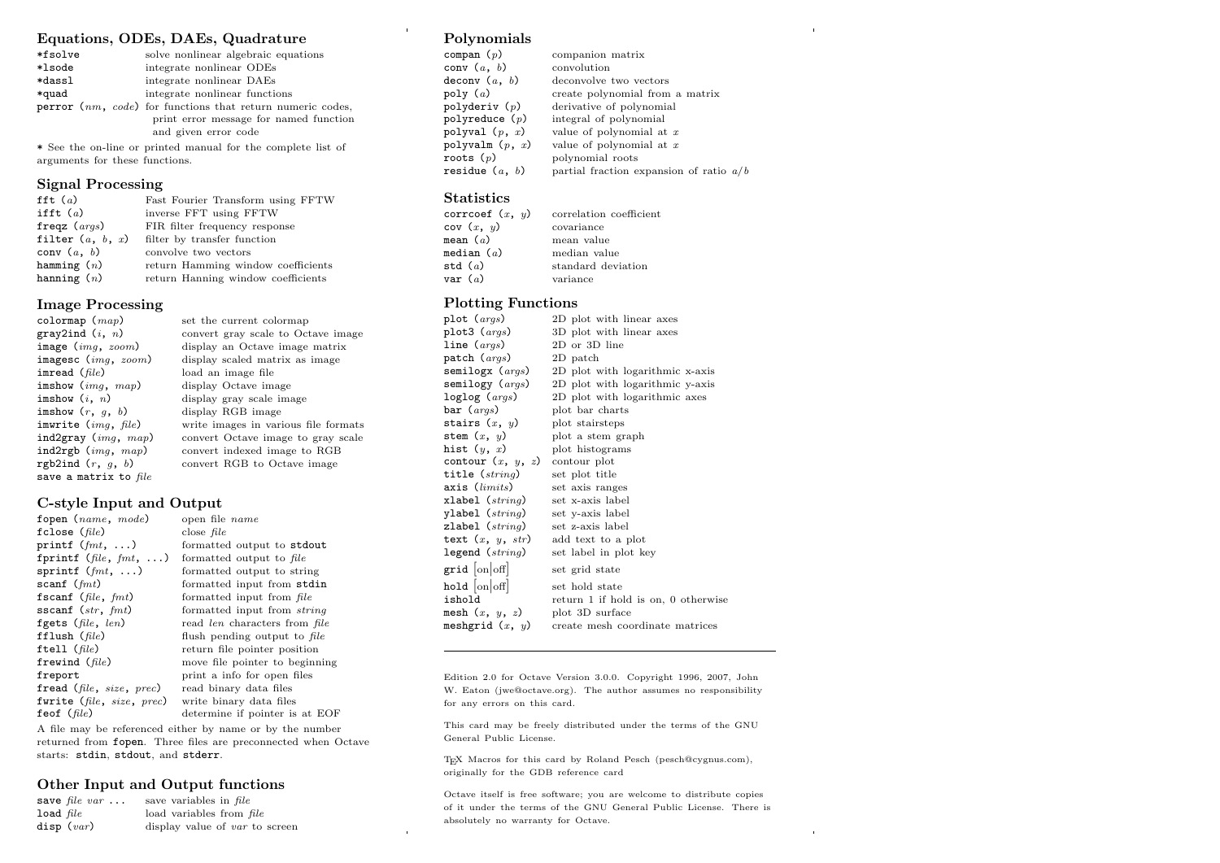## Equations, ODEs, DAEs, Quadrature

| | |
|---|---|
| `*fsolve` | solve nonlinear algebraic equations |
| `*lsode` | integrate nonlinear ODEs |
| `*dassl` | integrate nonlinear DAEs |
| `*quad` | integrate nonlinear functions |
| `perror` (*nm*, *code*) | for functions that return numeric codes, print error message for named function and given error code |

* See the on-line or printed manual for the complete list of arguments for these functions.

## Signal Processing

| | |
|---|---|
| `fft` (*a*) | Fast Fourier Transform using FFTW |
| `ifft` (*a*) | inverse FFT using FFTW |
| `freqz` (*args*) | FIR filter frequency response |
| `filter` (*a*, *b*, *x*) | filter by transfer function |
| `conv` (*a*, *b*) | convolve two vectors |
| `hamming` (*n*) | return Hamming window coefficients |
| `hanning` (*n*) | return Hanning window coefficients |

## Image Processing

| | |
|---|---|
| `colormap` (*map*) | set the current colormap |
| `gray2ind` (*i*, *n*) | convert gray scale to Octave image |
| `image` (*img*, *zoom*) | display an Octave image matrix |
| `imagesc` (*img*, *zoom*) | display scaled matrix as image |
| `imread` (*file*) | load an image file |
| `imshow` (*img*, *map*) | display Octave image |
| `imshow` (*i*, *n*) | display gray scale image |
| `imshow` (*r*, *g*, *b*) | display RGB image |
| `imwrite` (*img*, *file*) | write images in various file formats |
| `ind2gray` (*img*, *map*) | convert Octave image to gray scale |
| `ind2rgb` (*img*, *map*) | convert indexed image to RGB |
| `rgb2ind` (*r*, *g*, *b*) | convert RGB to Octave image |
| `save a matrix to` *file* | |

## C-style Input and Output

| | |
|---|---|
| `fopen` (*name*, *mode*) | open file *name* |
| `fclose` (*file*) | close *file* |
| `printf` (*fmt*, ...) | formatted output to `stdout` |
| `fprintf` (*file*, *fmt*, ...) | formatted output to *file* |
| `sprintf` (*fmt*, ...) | formatted output to string |
| `scanf` (*fmt*) | formatted input from `stdin` |
| `fscanf` (*file*, *fmt*) | formatted input from *file* |
| `sscanf` (*str*, *fmt*) | formatted input from *string* |
| `fgets` (*file*, *len*) | read *len* characters from *file* |
| `fflush` (*file*) | flush pending output to *file* |
| `ftell` (*file*) | return file pointer position |
| `frewind` (*file*) | move file pointer to beginning |
| `freport` | print a info for open files |
| `fread` (*file*, *size*, *prec*) | read binary data files |
| `fwrite` (*file*, *size*, *prec*) | write binary data files |
| `feof` (*file*) | determine if pointer is at EOF |

A file may be referenced either by name or by the number returned from `fopen`. Three files are preconnected when Octave starts: `stdin`, `stdout`, and `stderr`.

## Other Input and Output functions

| | |
|---|---|
| `save` *file var* ... | save variables in *file* |
| `load` *file* | load variables from *file* |
| `disp` (*var*) | display value of *var* to screen |

## Polynomials

| | |
|---|---|
| `compan` (*p*) | companion matrix |
| `conv` (*a*, *b*) | convolution |
| `deconv` (*a*, *b*) | deconvolve two vectors |
| `poly` (*a*) | create polynomial from a matrix |
| `polyderiv` (*p*) | derivative of polynomial |
| `polyreduce` (*p*) | integral of polynomial |
| `polyval` (*p*, *x*) | value of polynomial at $x$ |
| `polyvalm` (*p*, *x*) | value of polynomial at $x$ |
| `roots` (*p*) | polynomial roots |
| `residue` (*a*, *b*) | partial fraction expansion of ratio $a/b$ |

## Statistics

| | |
|---|---|
| `corrcoef` (*x*, *y*) | correlation coefficient |
| `cov` (*x*, *y*) | covariance |
| `mean` (*a*) | mean value |
| `median` (*a*) | median value |
| `std` (*a*) | standard deviation |
| `var` (*a*) | variance |

## Plotting Functions

| | |
|---|---|
| `plot` (*args*) | 2D plot with linear axes |
| `plot3` (*args*) | 3D plot with linear axes |
| `line` (*args*) | 2D or 3D line |
| `patch` (*args*) | 2D patch |
| `semilogx` (*args*) | 2D plot with logarithmic x-axis |
| `semilogy` (*args*) | 2D plot with logarithmic y-axis |
| `loglog` (*args*) | 2D plot with logarithmic axes |
| `bar` (*args*) | plot bar charts |
| `stairs` (*x*, *y*) | plot stairsteps |
| `stem` (*x*, *y*) | plot a stem graph |
| `hist` (*y*, *x*) | plot histograms |
| `contour` (*x*, *y*, *z*) | contour plot |
| `title` (*string*) | set plot title |
| `axis` (*limits*) | set axis ranges |
| `xlabel` (*string*) | set x-axis label |
| `ylabel` (*string*) | set y-axis label |
| `zlabel` (*string*) | set z-axis label |
| `text` (*x*, *y*, *str*) | add text to a plot |
| `legend` (*string*) | set label in plot key |
| `grid` [on\|off] | set grid state |
| `hold` [on\|off] | set hold state |
| `ishold` | return 1 if hold is on, 0 otherwise |
| `mesh` (*x*, *y*, *z*) | plot 3D surface |
| `meshgrid` (*x*, *y*) | create mesh coordinate matrices |

---

Edition 2.0 for Octave Version 3.0.0. Copyright 1996, 2007, John W. Eaton (jwe@octave.org). The author assumes no responsibility for any errors on this card.

This card may be freely distributed under the terms of the GNU General Public License.

TEX Macros for this card by Roland Pesch (pesch@cygnus.com), originally for the GDB reference card

Octave itself is free software; you are welcome to distribute copies of it under the terms of the GNU General Public License. There is absolutely no warranty for Octave.